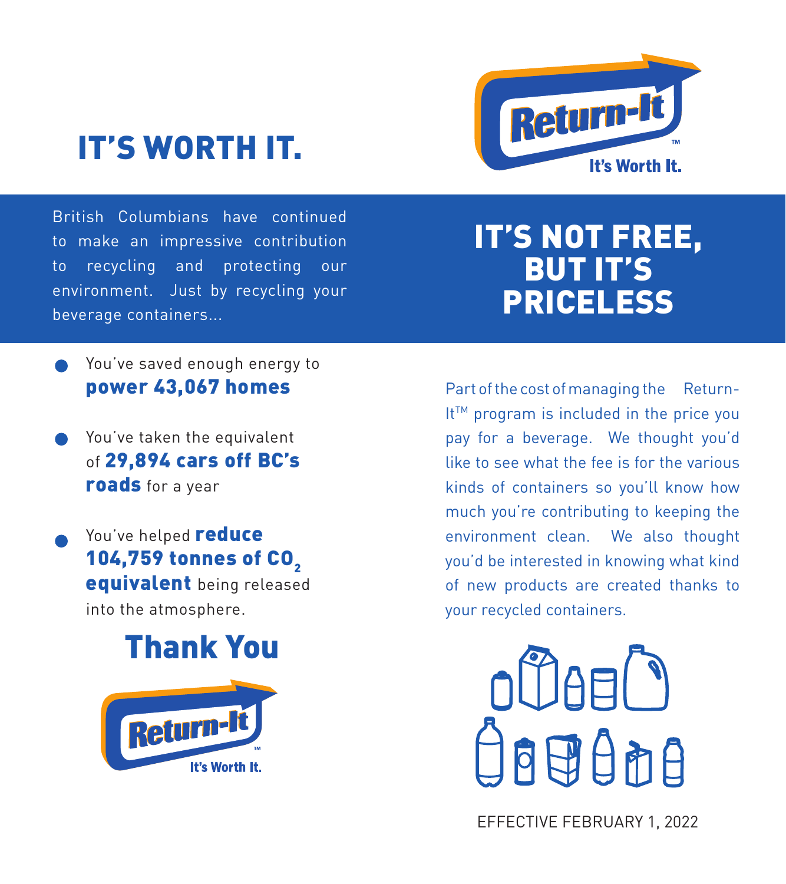# IT'S WORTH IT.

Return-It™
It's Worth It.

British Columbians have continued to make an impressive contribution to recycling and protecting our environment. Just by recycling your beverage containers...

- You've saved enough energy to **power 43,067 homes**
- You've taken the equivalent of **29,894 cars off BC's roads** for a year
- You've helped **reduce 104,759 tonnes of $CO_2$ equivalent** being released into the atmosphere.

## Thank You

Return-It™
It's Worth It.

# IT'S NOT FREE, BUT IT'S PRICELESS

Part of the cost of managing the Return-It™ program is included in the price you pay for a beverage. We thought you'd like to see what the fee is for the various kinds of containers so you'll know how much you're contributing to keeping the environment clean. We also thought you'd be interested in knowing what kind of new products are created thanks to your recycled containers.

EFFECTIVE FEBRUARY 1, 2022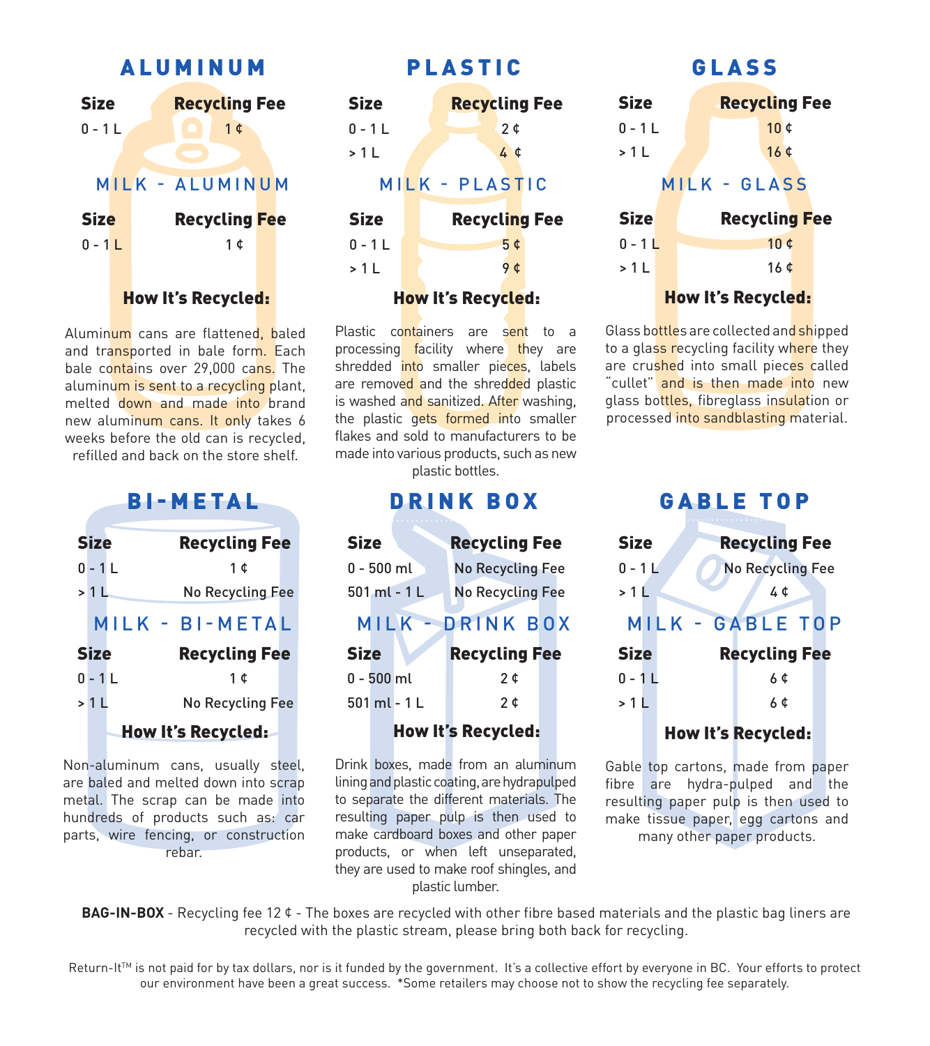## ALUMINUM

| Size | Recycling Fee |
| --- | --- |
| 0 - 1 L | 1 ¢ |

### MILK - ALUMINUM

| Size | Recycling Fee |
| --- | --- |
| 0 - 1 L | 1 ¢ |

**How It's Recycled:**

Aluminum cans are flattened, baled and transported in bale form. Each bale contains over 29,000 cans. The aluminum is sent to a recycling plant, melted down and made into brand new aluminum cans. It only takes 6 weeks before the old can is recycled, refilled and back on the store shelf.

## PLASTIC

| Size | Recycling Fee |
| --- | --- |
| 0 - 1 L | 2 ¢ |
| > 1 L | 4 ¢ |

### MILK - PLASTIC

| Size | Recycling Fee |
| --- | --- |
| 0 - 1 L | 5 ¢ |
| > 1 L | 9 ¢ |

**How It's Recycled:**

Plastic containers are sent to a processing facility where they are shredded into smaller pieces, labels are removed and the shredded plastic is washed and sanitized. After washing, the plastic gets formed into smaller flakes and sold to manufacturers to be made into various products, such as new plastic bottles.

## GLASS

| Size | Recycling Fee |
| --- | --- |
| 0 - 1 L | 10 ¢ |
| > 1 L | 16 ¢ |

### MILK - GLASS

| Size | Recycling Fee |
| --- | --- |
| 0 - 1 L | 10 ¢ |
| > 1 L | 16 ¢ |

**How It's Recycled:**

Glass bottles are collected and shipped to a glass recycling facility where they are crushed into small pieces called "cullet" and is then made into new glass bottles, fibreglass insulation or processed into sandblasting material.

## BI-METAL

| Size | Recycling Fee |
| --- | --- |
| 0 - 1 L | 1 ¢ |
| > 1 L | No Recycling Fee |

### MILK - BI-METAL

| Size | Recycling Fee |
| --- | --- |
| 0 - 1 L | 1 ¢ |
| > 1 L | No Recycling Fee |

**How It's Recycled:**

Non-aluminum cans, usually steel, are baled and melted down into scrap metal. The scrap can be made into hundreds of products such as: car parts, wire fencing, or construction rebar.

## DRINK BOX

| Size | Recycling Fee |
| --- | --- |
| 0 - 500 ml | No Recycling Fee |
| 501 ml - 1 L | No Recycling Fee |

### MILK - DRINK BOX

| Size | Recycling Fee |
| --- | --- |
| 0 - 500 ml | 2 ¢ |
| 501 ml - 1 L | 2 ¢ |

**How It's Recycled:**

Drink boxes, made from an aluminum lining and plastic coating, are hydrapulped to separate the different materials. The resulting paper pulp is then used to make cardboard boxes and other paper products, or when left unseparated, they are used to make roof shingles, and plastic lumber.

## GABLE TOP

| Size | Recycling Fee |
| --- | --- |
| 0 - 1 L | No Recycling Fee |
| > 1 L | 4 ¢ |

### MILK - GABLE TOP

| Size | Recycling Fee |
| --- | --- |
| 0 - 1 L | 6 ¢ |
| > 1 L | 6 ¢ |

**How It's Recycled:**

Gable top cartons, made from paper fibre are hydra-pulped and the resulting paper pulp is then used to make tissue paper, egg cartons and many other paper products.

**BAG-IN-BOX** - Recycling fee 12 ¢ - The boxes are recycled with other fibre based materials and the plastic bag liners are recycled with the plastic stream, please bring both back for recycling.

Return-It™ is not paid for by tax dollars, nor is it funded by the government. It's a collective effort by everyone in BC. Your efforts to protect our environment have been a great success. *Some retailers may choose not to show the recycling fee separately.